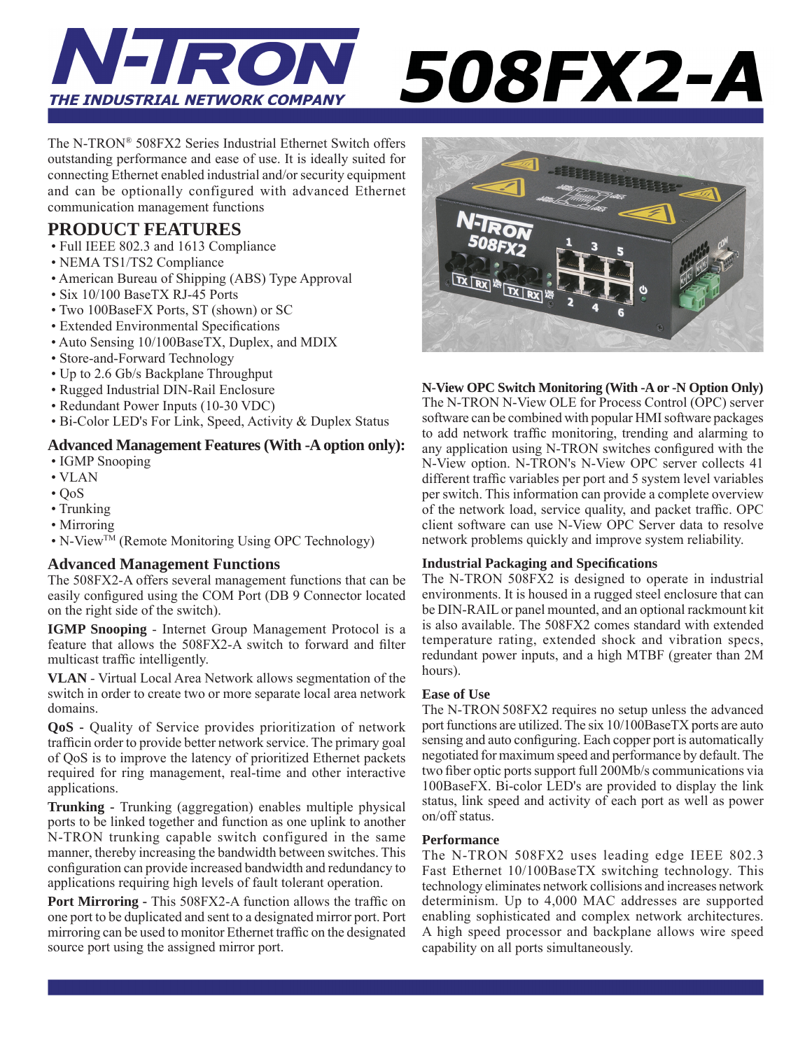# N-TRON 508FX2-A

THE INDUSTRIAL NETWORK COMPANY

The N-TRON® 508FX2 Series Industrial Ethernet Switch offers outstanding performance and ease of use. It is ideally suited for connecting Ethernet enabled industrial and/or security equipment and can be optionally configured with advanced Ethernet communication management functions

## PRODUCT FEATURES

- Full IEEE 802.3 and 1613 Compliance
- NEMA TS1/TS2 Compliance
- American Bureau of Shipping (ABS) Type Approval
- Six 10/100 BaseTX RJ-45 Ports
- Two 100BaseFX Ports, ST (shown) or SC
- Extended Environmental Specifications
- Auto Sensing 10/100BaseTX, Duplex, and MDIX
- Store-and-Forward Technology
- Up to 2.6 Gb/s Backplane Throughput
- Rugged Industrial DIN-Rail Enclosure
- Redundant Power Inputs (10-30 VDC)
- Bi-Color LED's For Link, Speed, Activity & Duplex Status

### Advanced Management Features (With -A option only):

- IGMP Snooping
- VLAN
- QoS
- Trunking
- Mirroring
- N-View™ (Remote Monitoring Using OPC Technology)

### Advanced Management Functions

The 508FX2-A offers several management functions that can be easily configured using the COM Port (DB 9 Connector located on the right side of the switch).

**IGMP Snooping** - Internet Group Management Protocol is a feature that allows the 508FX2-A switch to forward and filter multicast traffic intelligently.

**VLAN** - Virtual Local Area Network allows segmentation of the switch in order to create two or more separate local area network domains.

**QoS** - Quality of Service provides prioritization of network trafficin order to provide better network service. The primary goal of QoS is to improve the latency of prioritized Ethernet packets required for ring management, real-time and other interactive applications.

**Trunking** - Trunking (aggregation) enables multiple physical ports to be linked together and function as one uplink to another N-TRON trunking capable switch configured in the same manner, thereby increasing the bandwidth between switches. This configuration can provide increased bandwidth and redundancy to applications requiring high levels of fault tolerant operation.

**Port Mirroring** - This 508FX2-A function allows the traffic on one port to be duplicated and sent to a designated mirror port. Port mirroring can be used to monitor Ethernet traffic on the designated source port using the assigned mirror port.

### N-View OPC Switch Monitoring (With -A or -N Option Only)

The N-TRON N-View OLE for Process Control (OPC) server software can be combined with popular HMI software packages to add network traffic monitoring, trending and alarming to any application using N-TRON switches configured with the N-View option. N-TRON's N-View OPC server collects 41 different traffic variables per port and 5 system level variables per switch. This information can provide a complete overview of the network load, service quality, and packet traffic. OPC client software can use N-View OPC Server data to resolve network problems quickly and improve system reliability.

### Industrial Packaging and Specifications

The N-TRON 508FX2 is designed to operate in industrial environments. It is housed in a rugged steel enclosure that can be DIN-RAIL or panel mounted, and an optional rackmount kit is also available. The 508FX2 comes standard with extended temperature rating, extended shock and vibration specs, redundant power inputs, and a high MTBF (greater than 2M hours).

### Ease of Use

The N-TRON 508FX2 requires no setup unless the advanced port functions are utilized. The six 10/100BaseTX ports are auto sensing and auto configuring. Each copper port is automatically negotiated for maximum speed and performance by default. The two fiber optic ports support full 200Mb/s communications via 100BaseFX. Bi-color LED's are provided to display the link status, link speed and activity of each port as well as power on/off status.

### Performance

The N-TRON 508FX2 uses leading edge IEEE 802.3 Fast Ethernet 10/100BaseTX switching technology. This technology eliminates network collisions and increases network determinism. Up to 4,000 MAC addresses are supported enabling sophisticated and complex network architectures. A high speed processor and backplane allows wire speed capability on all ports simultaneously.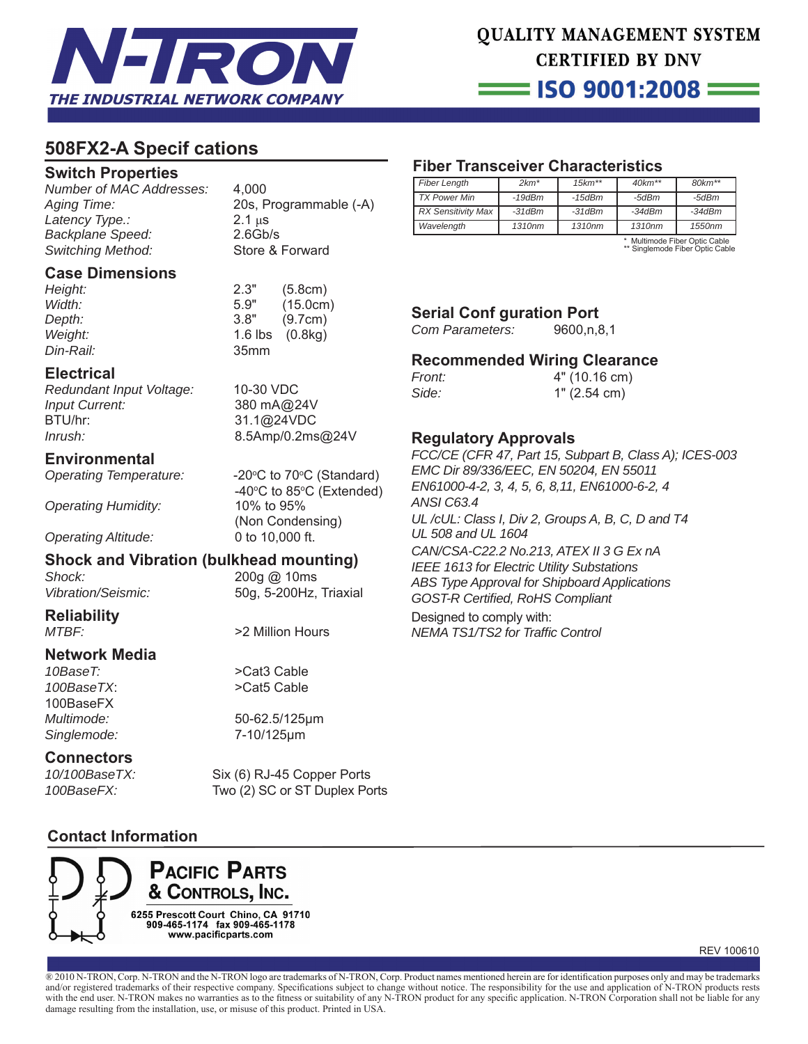N-TRON
THE INDUSTRIAL NETWORK COMPANY

QUALITY MANAGEMENT SYSTEM
CERTIFIED BY DNV
ISO 9001:2008

## 508FX2-A Specif cations

### Switch Properties

*Number of MAC Addresses:* 4,000
*Aging Time:* 20s, Programmable (-A)
*Latency Type.:* 2.1 µs
*Backplane Speed:* 2.6Gb/s
*Switching Method:* Store & Forward

### Case Dimensions

*Height:* 2.3" (5.8cm)
*Width:* 5.9" (15.0cm)
*Depth:* 3.8" (9.7cm)
*Weight:* 1.6 lbs (0.8kg)
*Din-Rail:* 35mm

### Electrical

*Redundant Input Voltage:* 10-30 VDC
*Input Current:* 380 mA@24V
BTU/hr: 31.1@24VDC
*Inrush:* 8.5Amp/0.2ms@24V

### Environmental

*Operating Temperature:* -20°C to 70°C (Standard)
-40°C to 85°C (Extended)
*Operating Humidity:* 10% to 95% (Non Condensing)
*Operating Altitude:* 0 to 10,000 ft.

### Shock and Vibration (bulkhead mounting)

*Shock:* 200g @ 10ms
*Vibration/Seismic:* 50g, 5-200Hz, Triaxial

### Reliability

*MTBF:* >2 Million Hours

### Network Media

*10BaseT:* >Cat3 Cable
*100BaseTX:* >Cat5 Cable
100BaseFX
*Multimode:* 50-62.5/125µm
*Singlemode:* 7-10/125µm

### Connectors

*10/100BaseTX:* Six (6) RJ-45 Copper Ports
*100BaseFX:* Two (2) SC or ST Duplex Ports

### Fiber Transceiver Characteristics

| Fiber Length | 2km* | 15km** | 40km** | 80km** |
|---|---|---|---|---|
| TX Power Min | -19dBm | -15dBm | -5dBm | -5dBm |
| RX Sensitivity Max | -31dBm | -31dBm | -34dBm | -34dBm |
| Wavelength | 1310nm | 1310nm | 1310nm | 1550nm |

\* Multimode Fiber Optic Cable
\** Singlemode Fiber Optic Cable

### Serial Conf guration Port

*Com Parameters:* 9600,n,8,1

### Recommended Wiring Clearance

*Front:* 4" (10.16 cm)
*Side:* 1" (2.54 cm)

### Regulatory Approvals

*FCC/CE (CFR 47, Part 15, Subpart B, Class A); ICES-003*
*EMC Dir 89/336/EEC, EN 50204, EN 55011*
*EN61000-4-2, 3, 4, 5, 6, 8,11, EN61000-6-2, 4*
*ANSI C63.4*
*UL /cUL: Class I, Div 2, Groups A, B, C, D and T4*
*UL 508 and UL 1604*
*CAN/CSA-C22.2 No.213, ATEX II 3 G Ex nA*
*IEEE 1613 for Electric Utility Substations*
*ABS Type Approval for Shipboard Applications*
*GOST-R Certified, RoHS Compliant*
Designed to comply with:
*NEMA TS1/TS2 for Traffic Control*

### Contact Information

**Pacific Parts & Controls, Inc.**
6255 Prescott Court Chino, CA 91710
909-465-1174 fax 909-465-1178
www.pacificparts.com

REV 100610

® 2010 N-TRON, Corp. N-TRON and the N-TRON logo are trademarks of N-TRON, Corp. Product names mentioned herein are for identification purposes only and may be trademarks and/or registered trademarks of their respective company. Specifications subject to change without notice. The responsibility for the use and application of N-TRON products rests with the end user. N-TRON makes no warranties as to the fitness or suitability of any N-TRON product for any specific application. N-TRON Corporation shall not be liable for any damage resulting from the installation, use, or misuse of this product. Printed in USA.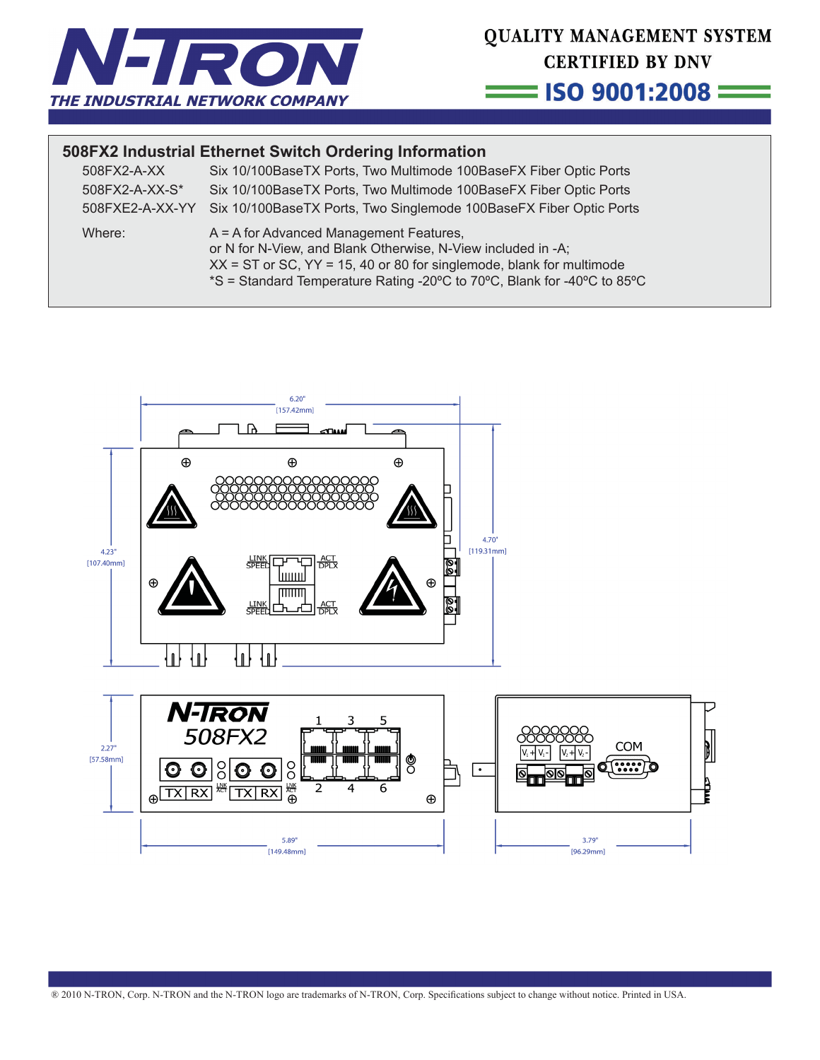N-TRON

THE INDUSTRIAL NETWORK COMPANY

QUALITY MANAGEMENT SYSTEM
CERTIFIED BY DNV
ISO 9001:2008

## 508FX2 Industrial Ethernet Switch Ordering Information

| | |
|---|---|
| 508FX2-A-XX | Six 10/100BaseTX Ports, Two Multimode 100BaseFX Fiber Optic Ports |
| 508FX2-A-XX-S* | Six 10/100BaseTX Ports, Two Multimode 100BaseFX Fiber Optic Ports |
| 508FXE2-A-XX-YY | Six 10/100BaseTX Ports, Two Singlemode 100BaseFX Fiber Optic Ports |

Where:
A = A for Advanced Management Features,
or N for N-View, and Blank Otherwise, N-View included in -A;
XX = ST or SC, YY = 15, 40 or 80 for singlemode, blank for multimode
*S = Standard Temperature Rating -20ºC to 70ºC, Blank for -40ºC to 85ºC

6.20"
[157.42mm]

4.23"
[107.40mm]

4.70"
[119.31mm]

LINK SPEED
ACT DPLX
LINK SPEED
ACT DPLX

2.27"
[57.58mm]

N-TRON
508FX2

TX RX
LNK ACT
TX RX
LNK ACT

1 3 5
2 4 6

V1 + V1 -
V2 + V2 -
COM

5.89"
[149.48mm]

3.79"
[96.29mm]

® 2010 N-TRON, Corp. N-TRON and the N-TRON logo are trademarks of N-TRON, Corp. Specifications subject to change without notice. Printed in USA.